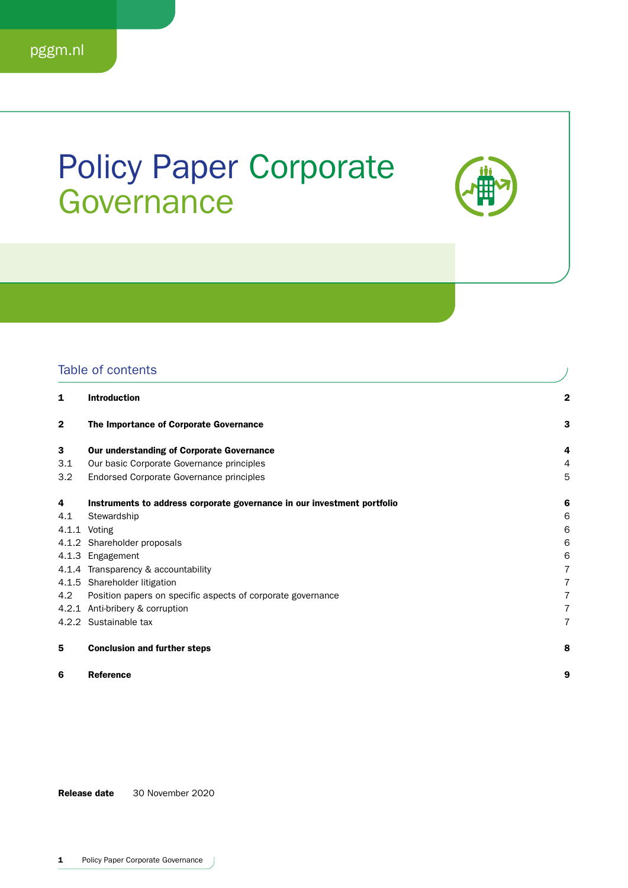pggm.nl

# Policy Paper Corporate Governance

## Table of contents

| | | |
|---|---|---|
| **1** | **Introduction** | **2** |
| **2** | **The Importance of Corporate Governance** | **3** |
| **3** | **Our understanding of Corporate Governance** | **4** |
| 3.1 | Our basic Corporate Governance principles | 4 |
| 3.2 | Endorsed Corporate Governance principles | 5 |
| **4** | **Instruments to address corporate governance in our investment portfolio** | **6** |
| 4.1 | Stewardship | 6 |
| 4.1.1 | Voting | 6 |
| 4.1.2 | Shareholder proposals | 6 |
| 4.1.3 | Engagement | 6 |
| 4.1.4 | Transparency & accountability | 7 |
| 4.1.5 | Shareholder litigation | 7 |
| 4.2 | Position papers on specific aspects of corporate governance | 7 |
| 4.2.1 | Anti-bribery & corruption | 7 |
| 4.2.2 | Sustainable tax | 7 |
| **5** | **Conclusion and further steps** | **8** |
| **6** | **Reference** | **9** |

**Release date** 30 November 2020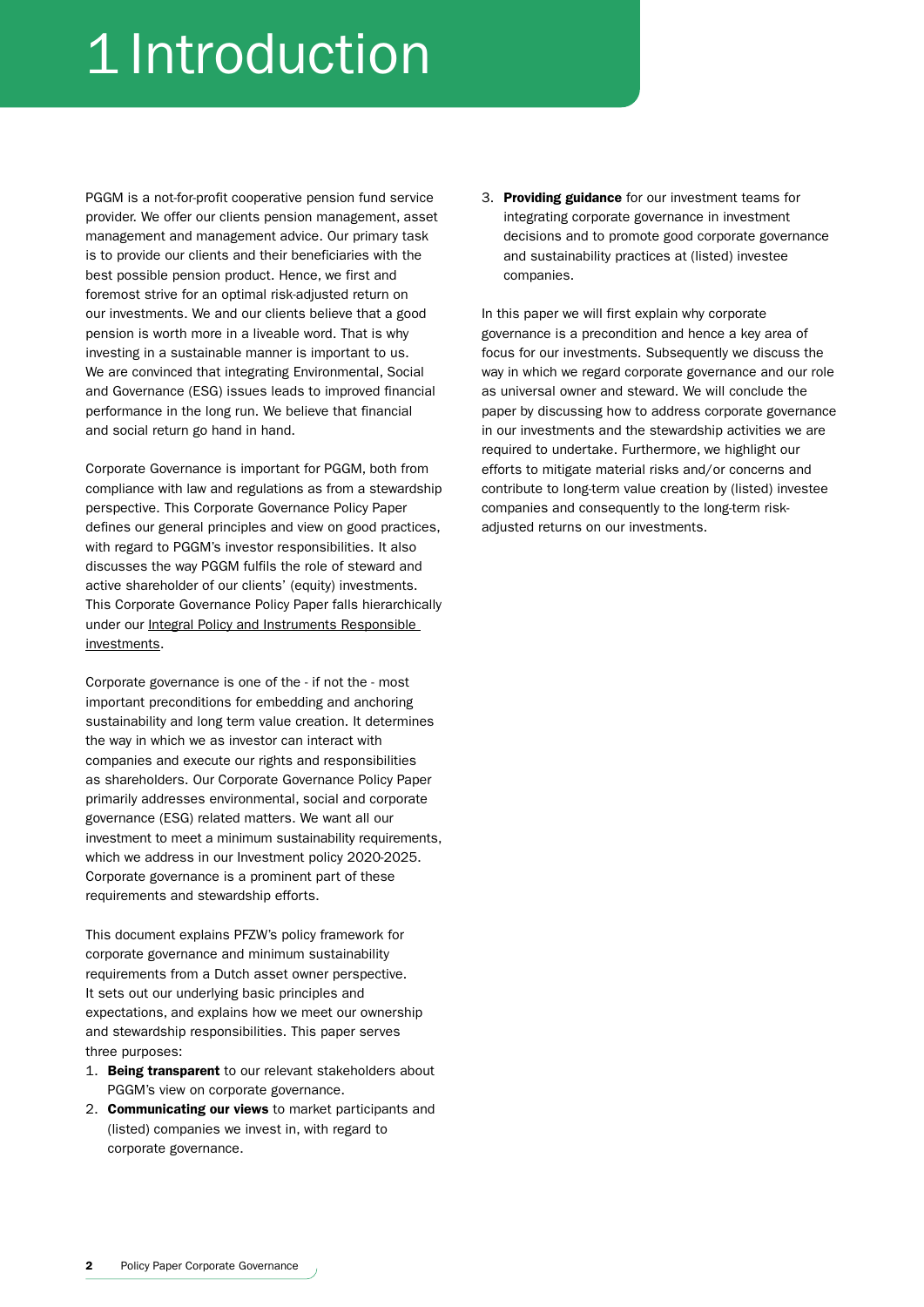# 1 Introduction

PGGM is a not-for-profit cooperative pension fund service provider. We offer our clients pension management, asset management and management advice. Our primary task is to provide our clients and their beneficiaries with the best possible pension product. Hence, we first and foremost strive for an optimal risk-adjusted return on our investments. We and our clients believe that a good pension is worth more in a liveable word. That is why investing in a sustainable manner is important to us. We are convinced that integrating Environmental, Social and Governance (ESG) issues leads to improved financial performance in the long run. We believe that financial and social return go hand in hand.

Corporate Governance is important for PGGM, both from compliance with law and regulations as from a stewardship perspective. This Corporate Governance Policy Paper defines our general principles and view on good practices, with regard to PGGM's investor responsibilities. It also discusses the way PGGM fulfils the role of steward and active shareholder of our clients' (equity) investments. This Corporate Governance Policy Paper falls hierarchically under our Integral Policy and Instruments Responsible investments.

Corporate governance is one of the - if not the - most important preconditions for embedding and anchoring sustainability and long term value creation. It determines the way in which we as investor can interact with companies and execute our rights and responsibilities as shareholders. Our Corporate Governance Policy Paper primarily addresses environmental, social and corporate governance (ESG) related matters. We want all our investment to meet a minimum sustainability requirements, which we address in our Investment policy 2020-2025. Corporate governance is a prominent part of these requirements and stewardship efforts.

This document explains PFZW's policy framework for corporate governance and minimum sustainability requirements from a Dutch asset owner perspective. It sets out our underlying basic principles and expectations, and explains how we meet our ownership and stewardship responsibilities. This paper serves three purposes:

1. **Being transparent** to our relevant stakeholders about PGGM's view on corporate governance.
2. **Communicating our views** to market participants and (listed) companies we invest in, with regard to corporate governance.
3. **Providing guidance** for our investment teams for integrating corporate governance in investment decisions and to promote good corporate governance and sustainability practices at (listed) investee companies.

In this paper we will first explain why corporate governance is a precondition and hence a key area of focus for our investments. Subsequently we discuss the way in which we regard corporate governance and our role as universal owner and steward. We will conclude the paper by discussing how to address corporate governance in our investments and the stewardship activities we are required to undertake. Furthermore, we highlight our efforts to mitigate material risks and/or concerns and contribute to long-term value creation by (listed) investee companies and consequently to the long-term risk-adjusted returns on our investments.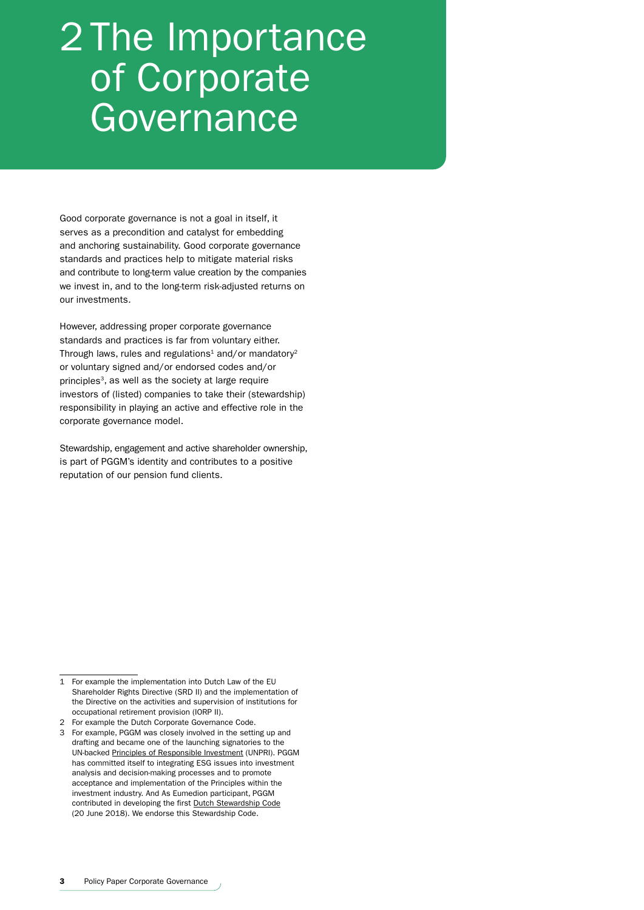# 2 The Importance of Corporate Governance

Good corporate governance is not a goal in itself, it serves as a precondition and catalyst for embedding and anchoring sustainability. Good corporate governance standards and practices help to mitigate material risks and contribute to long-term value creation by the companies we invest in, and to the long-term risk-adjusted returns on our investments.

However, addressing proper corporate governance standards and practices is far from voluntary either. Through laws, rules and regulations[1] and/or mandatory[2] or voluntary signed and/or endorsed codes and/or principles[3], as well as the society at large require investors of (listed) companies to take their (stewardship) responsibility in playing an active and effective role in the corporate governance model.

Stewardship, engagement and active shareholder ownership, is part of PGGM's identity and contributes to a positive reputation of our pension fund clients.

1 For example the implementation into Dutch Law of the EU Shareholder Rights Directive (SRD II) and the implementation of the Directive on the activities and supervision of institutions for occupational retirement provision (IORP II).

2 For example the Dutch Corporate Governance Code.

3 For example, PGGM was closely involved in the setting up and drafting and became one of the launching signatories to the UN-backed Principles of Responsible Investment (UNPRI). PGGM has committed itself to integrating ESG issues into investment analysis and decision-making processes and to promote acceptance and implementation of the Principles within the investment industry. And As Eumedion participant, PGGM contributed in developing the first Dutch Stewardship Code (20 June 2018). We endorse this Stewardship Code.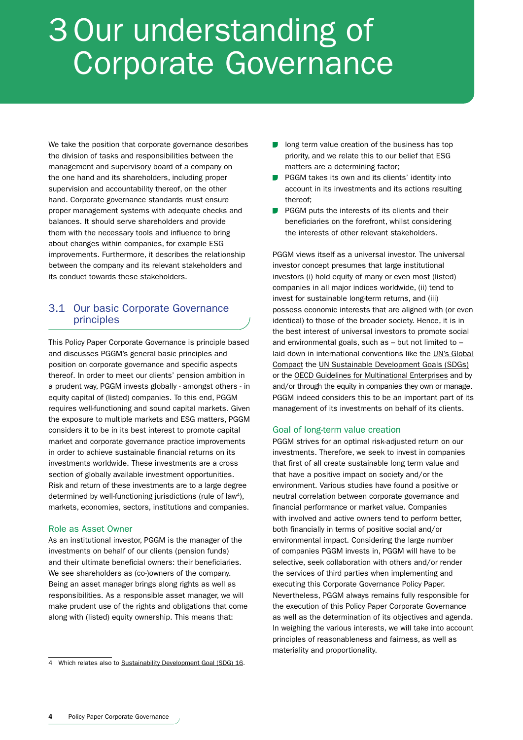# 3 Our understanding of Corporate Governance

We take the position that corporate governance describes the division of tasks and responsibilities between the management and supervisory board of a company on the one hand and its shareholders, including proper supervision and accountability thereof, on the other hand. Corporate governance standards must ensure proper management systems with adequate checks and balances. It should serve shareholders and provide them with the necessary tools and influence to bring about changes within companies, for example ESG improvements. Furthermore, it describes the relationship between the company and its relevant stakeholders and its conduct towards these stakeholders.

## 3.1 Our basic Corporate Governance principles

This Policy Paper Corporate Governance is principle based and discusses PGGM's general basic principles and position on corporate governance and specific aspects thereof. In order to meet our clients' pension ambition in a prudent way, PGGM invests globally - amongst others - in equity capital of (listed) companies. To this end, PGGM requires well-functioning and sound capital markets. Given the exposure to multiple markets and ESG matters, PGGM considers it to be in its best interest to promote capital market and corporate governance practice improvements in order to achieve sustainable financial returns on its investments worldwide. These investments are a cross section of globally available investment opportunities. Risk and return of these investments are to a large degree determined by well-functioning jurisdictions (rule of law[4]), markets, economies, sectors, institutions and companies.

### Role as Asset Owner

As an institutional investor, PGGM is the manager of the investments on behalf of our clients (pension funds) and their ultimate beneficial owners: their beneficiaries. We see shareholders as (co-)owners of the company. Being an asset manager brings along rights as well as responsibilities. As a responsible asset manager, we will make prudent use of the rights and obligations that come along with (listed) equity ownership. This means that:

- long term value creation of the business has top priority, and we relate this to our belief that ESG matters are a determining factor;
- PGGM takes its own and its clients' identity into account in its investments and its actions resulting thereof;
- PGGM puts the interests of its clients and their beneficiaries on the forefront, whilst considering the interests of other relevant stakeholders.

PGGM views itself as a universal investor. The universal investor concept presumes that large institutional investors (i) hold equity of many or even most (listed) companies in all major indices worldwide, (ii) tend to invest for sustainable long-term returns, and (iii) possess economic interests that are aligned with (or even identical) to those of the broader society. Hence, it is in the best interest of universal investors to promote social and environmental goals, such as – but not limited to – laid down in international conventions like the UN's Global Compact the UN Sustainable Development Goals (SDGs) or the OECD Guidelines for Multinational Enterprises and by and/or through the equity in companies they own or manage. PGGM indeed considers this to be an important part of its management of its investments on behalf of its clients.

### Goal of long-term value creation

PGGM strives for an optimal risk-adjusted return on our investments. Therefore, we seek to invest in companies that first of all create sustainable long term value and that have a positive impact on society and/or the environment. Various studies have found a positive or neutral correlation between corporate governance and financial performance or market value. Companies with involved and active owners tend to perform better, both financially in terms of positive social and/or environmental impact. Considering the large number of companies PGGM invests in, PGGM will have to be selective, seek collaboration with others and/or render the services of third parties when implementing and executing this Corporate Governance Policy Paper. Nevertheless, PGGM always remains fully responsible for the execution of this Policy Paper Corporate Governance as well as the determination of its objectives and agenda. In weighing the various interests, we will take into account principles of reasonableness and fairness, as well as materiality and proportionality.

---

4 Which relates also to Sustainability Development Goal (SDG) 16.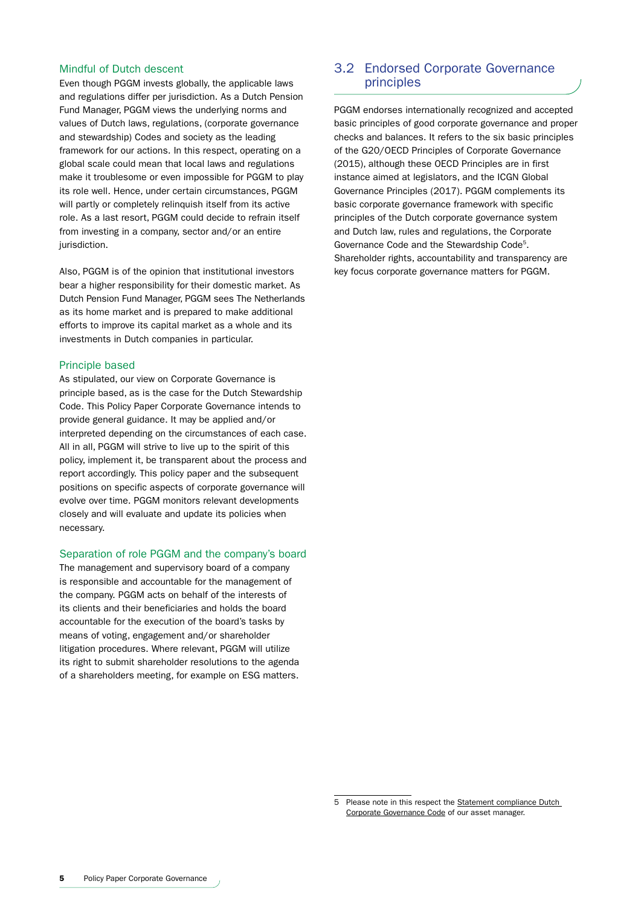### Mindful of Dutch descent

Even though PGGM invests globally, the applicable laws and regulations differ per jurisdiction. As a Dutch Pension Fund Manager, PGGM views the underlying norms and values of Dutch laws, regulations, (corporate governance and stewardship) Codes and society as the leading framework for our actions. In this respect, operating on a global scale could mean that local laws and regulations make it troublesome or even impossible for PGGM to play its role well. Hence, under certain circumstances, PGGM will partly or completely relinquish itself from its active role. As a last resort, PGGM could decide to refrain itself from investing in a company, sector and/or an entire jurisdiction.

Also, PGGM is of the opinion that institutional investors bear a higher responsibility for their domestic market. As Dutch Pension Fund Manager, PGGM sees The Netherlands as its home market and is prepared to make additional efforts to improve its capital market as a whole and its investments in Dutch companies in particular.

### Principle based

As stipulated, our view on Corporate Governance is principle based, as is the case for the Dutch Stewardship Code. This Policy Paper Corporate Governance intends to provide general guidance. It may be applied and/or interpreted depending on the circumstances of each case. All in all, PGGM will strive to live up to the spirit of this policy, implement it, be transparent about the process and report accordingly. This policy paper and the subsequent positions on specific aspects of corporate governance will evolve over time. PGGM monitors relevant developments closely and will evaluate and update its policies when necessary.

### Separation of role PGGM and the company's board

The management and supervisory board of a company is responsible and accountable for the management of the company. PGGM acts on behalf of the interests of its clients and their beneficiaries and holds the board accountable for the execution of the board's tasks by means of voting, engagement and/or shareholder litigation procedures. Where relevant, PGGM will utilize its right to submit shareholder resolutions to the agenda of a shareholders meeting, for example on ESG matters.

## 3.2 Endorsed Corporate Governance principles

PGGM endorses internationally recognized and accepted basic principles of good corporate governance and proper checks and balances. It refers to the six basic principles of the G20/OECD Principles of Corporate Governance (2015), although these OECD Principles are in first instance aimed at legislators, and the ICGN Global Governance Principles (2017). PGGM complements its basic corporate governance framework with specific principles of the Dutch corporate governance system and Dutch law, rules and regulations, the Corporate Governance Code and the Stewardship Code[5]. Shareholder rights, accountability and transparency are key focus corporate governance matters for PGGM.

---

5 Please note in this respect the Statement compliance Dutch Corporate Governance Code of our asset manager.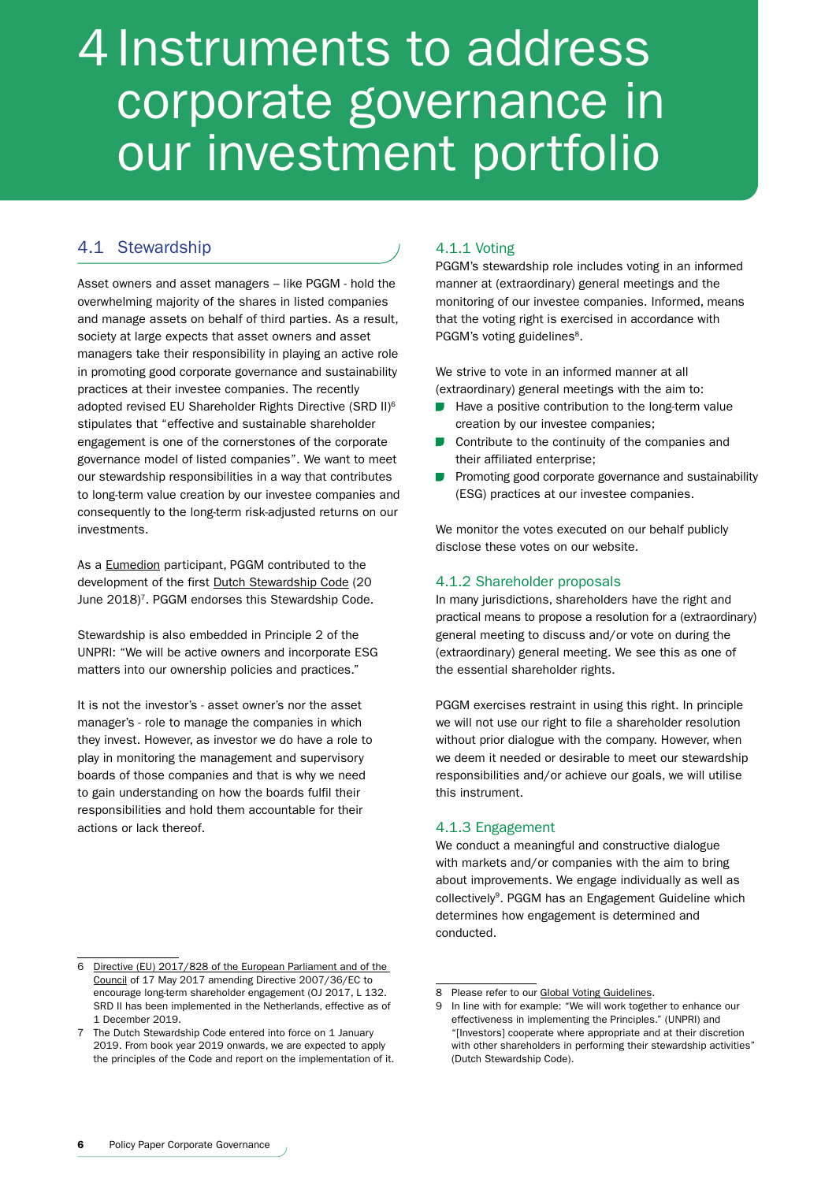# 4 Instruments to address corporate governance in our investment portfolio

## 4.1 Stewardship

Asset owners and asset managers – like PGGM - hold the overwhelming majority of the shares in listed companies and manage assets on behalf of third parties. As a result, society at large expects that asset owners and asset managers take their responsibility in playing an active role in promoting good corporate governance and sustainability practices at their investee companies. The recently adopted revised EU Shareholder Rights Directive (SRD II)[6] stipulates that "effective and sustainable shareholder engagement is one of the cornerstones of the corporate governance model of listed companies". We want to meet our stewardship responsibilities in a way that contributes to long-term value creation by our investee companies and consequently to the long-term risk-adjusted returns on our investments.

As a Eumedion participant, PGGM contributed to the development of the first Dutch Stewardship Code (20 June 2018)[7]. PGGM endorses this Stewardship Code.

Stewardship is also embedded in Principle 2 of the UNPRI: "We will be active owners and incorporate ESG matters into our ownership policies and practices."

It is not the investor's - asset owner's nor the asset manager's - role to manage the companies in which they invest. However, as investor we do have a role to play in monitoring the management and supervisory boards of those companies and that is why we need to gain understanding on how the boards fulfil their responsibilities and hold them accountable for their actions or lack thereof.

### 4.1.1 Voting

PGGM's stewardship role includes voting in an informed manner at (extraordinary) general meetings and the monitoring of our investee companies. Informed, means that the voting right is exercised in accordance with PGGM's voting guidelines[8].

We strive to vote in an informed manner at all (extraordinary) general meetings with the aim to:

- Have a positive contribution to the long-term value creation by our investee companies;
- Contribute to the continuity of the companies and their affiliated enterprise;
- Promoting good corporate governance and sustainability (ESG) practices at our investee companies.

We monitor the votes executed on our behalf publicly disclose these votes on our website.

### 4.1.2 Shareholder proposals

In many jurisdictions, shareholders have the right and practical means to propose a resolution for a (extraordinary) general meeting to discuss and/or vote on during the (extraordinary) general meeting. We see this as one of the essential shareholder rights.

PGGM exercises restraint in using this right. In principle we will not use our right to file a shareholder resolution without prior dialogue with the company. However, when we deem it needed or desirable to meet our stewardship responsibilities and/or achieve our goals, we will utilise this instrument.

### 4.1.3 Engagement

We conduct a meaningful and constructive dialogue with markets and/or companies with the aim to bring about improvements. We engage individually as well as collectively[9]. PGGM has an Engagement Guideline which determines how engagement is determined and conducted.

---

6 Directive (EU) 2017/828 of the European Parliament and of the Council of 17 May 2017 amending Directive 2007/36/EC to encourage long-term shareholder engagement (OJ 2017, L 132. SRD II has been implemented in the Netherlands, effective as of 1 December 2019.

7 The Dutch Stewardship Code entered into force on 1 January 2019. From book year 2019 onwards, we are expected to apply the principles of the Code and report on the implementation of it.

8 Please refer to our Global Voting Guidelines.

9 In line with for example: "We will work together to enhance our effectiveness in implementing the Principles." (UNPRI) and "[Investors] cooperate where appropriate and at their discretion with other shareholders in performing their stewardship activities" (Dutch Stewardship Code).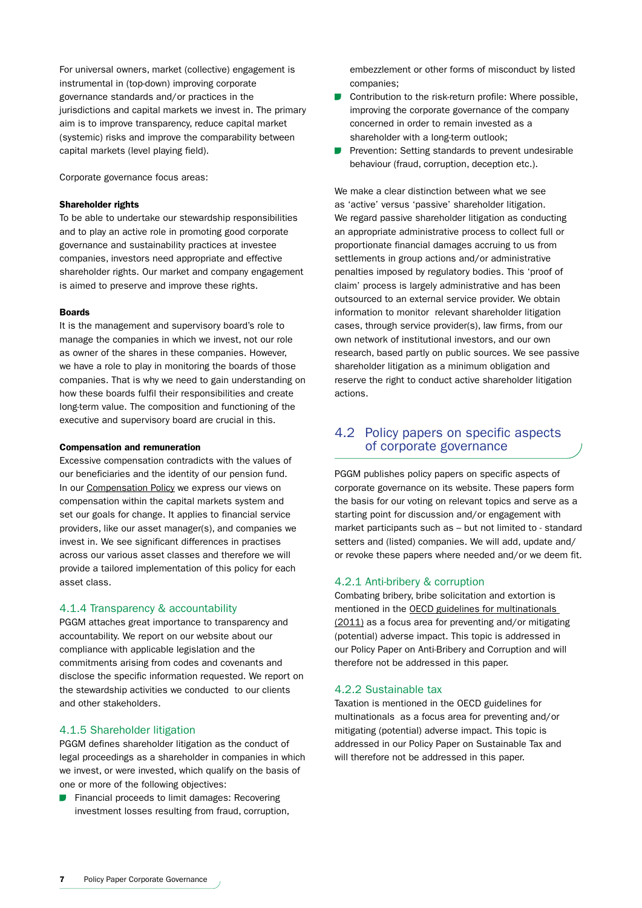For universal owners, market (collective) engagement is instrumental in (top-down) improving corporate governance standards and/or practices in the jurisdictions and capital markets we invest in. The primary aim is to improve transparency, reduce capital market (systemic) risks and improve the comparability between capital markets (level playing field).

Corporate governance focus areas:

**Shareholder rights**
To be able to undertake our stewardship responsibilities and to play an active role in promoting good corporate governance and sustainability practices at investee companies, investors need appropriate and effective shareholder rights. Our market and company engagement is aimed to preserve and improve these rights.

**Boards**
It is the management and supervisory board's role to manage the companies in which we invest, not our role as owner of the shares in these companies. However, we have a role to play in monitoring the boards of those companies. That is why we need to gain understanding on how these boards fulfil their responsibilities and create long-term value. The composition and functioning of the executive and supervisory board are crucial in this.

**Compensation and remuneration**
Excessive compensation contradicts with the values of our beneficiaries and the identity of our pension fund. In our Compensation Policy we express our views on compensation within the capital markets system and set our goals for change. It applies to financial service providers, like our asset manager(s), and companies we invest in. We see significant differences in practises across our various asset classes and therefore we will provide a tailored implementation of this policy for each asset class.

### 4.1.4 Transparency & accountability

PGGM attaches great importance to transparency and accountability. We report on our website about our compliance with applicable legislation and the commitments arising from codes and covenants and disclose the specific information requested. We report on the stewardship activities we conducted to our clients and other stakeholders.

### 4.1.5 Shareholder litigation

PGGM defines shareholder litigation as the conduct of legal proceedings as a shareholder in companies in which we invest, or were invested, which qualify on the basis of one or more of the following objectives:

- Financial proceeds to limit damages: Recovering investment losses resulting from fraud, corruption, embezzlement or other forms of misconduct by listed companies;
- Contribution to the risk-return profile: Where possible, improving the corporate governance of the company concerned in order to remain invested as a shareholder with a long-term outlook;
- Prevention: Setting standards to prevent undesirable behaviour (fraud, corruption, deception etc.).

We make a clear distinction between what we see as 'active' versus 'passive' shareholder litigation. We regard passive shareholder litigation as conducting an appropriate administrative process to collect full or proportionate financial damages accruing to us from settlements in group actions and/or administrative penalties imposed by regulatory bodies. This 'proof of claim' process is largely administrative and has been outsourced to an external service provider. We obtain information to monitor relevant shareholder litigation cases, through service provider(s), law firms, from our own network of institutional investors, and our own research, based partly on public sources. We see passive shareholder litigation as a minimum obligation and reserve the right to conduct active shareholder litigation actions.

## 4.2 Policy papers on specific aspects of corporate governance

PGGM publishes policy papers on specific aspects of corporate governance on its website. These papers form the basis for our voting on relevant topics and serve as a starting point for discussion and/or engagement with market participants such as – but not limited to - standard setters and (listed) companies. We will add, update and/or revoke these papers where needed and/or we deem fit.

### 4.2.1 Anti-bribery & corruption

Combating bribery, bribe solicitation and extortion is mentioned in the OECD guidelines for multinationals (2011) as a focus area for preventing and/or mitigating (potential) adverse impact. This topic is addressed in our Policy Paper on Anti-Bribery and Corruption and will therefore not be addressed in this paper.

### 4.2.2 Sustainable tax

Taxation is mentioned in the OECD guidelines for multinationals as a focus area for preventing and/or mitigating (potential) adverse impact. This topic is addressed in our Policy Paper on Sustainable Tax and will therefore not be addressed in this paper.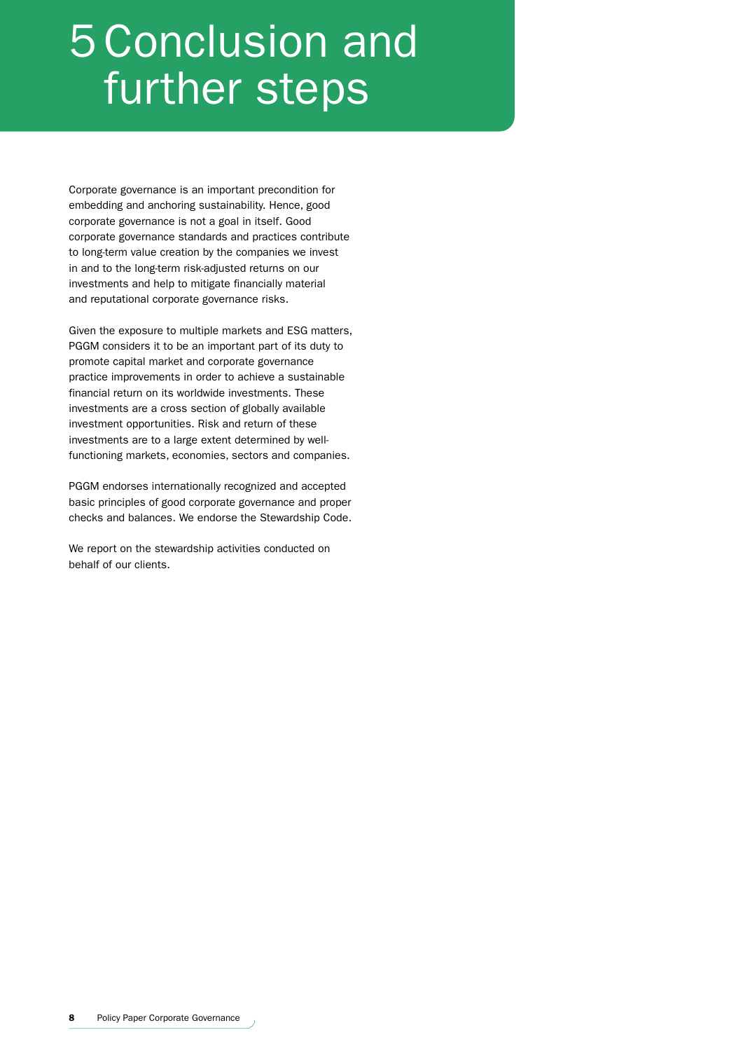# 5 Conclusion and further steps

Corporate governance is an important precondition for embedding and anchoring sustainability. Hence, good corporate governance is not a goal in itself. Good corporate governance standards and practices contribute to long-term value creation by the companies we invest in and to the long-term risk-adjusted returns on our investments and help to mitigate financially material and reputational corporate governance risks.

Given the exposure to multiple markets and ESG matters, PGGM considers it to be an important part of its duty to promote capital market and corporate governance practice improvements in order to achieve a sustainable financial return on its worldwide investments. These investments are a cross section of globally available investment opportunities. Risk and return of these investments are to a large extent determined by well-functioning markets, economies, sectors and companies.

PGGM endorses internationally recognized and accepted basic principles of good corporate governance and proper checks and balances. We endorse the Stewardship Code.

We report on the stewardship activities conducted on behalf of our clients.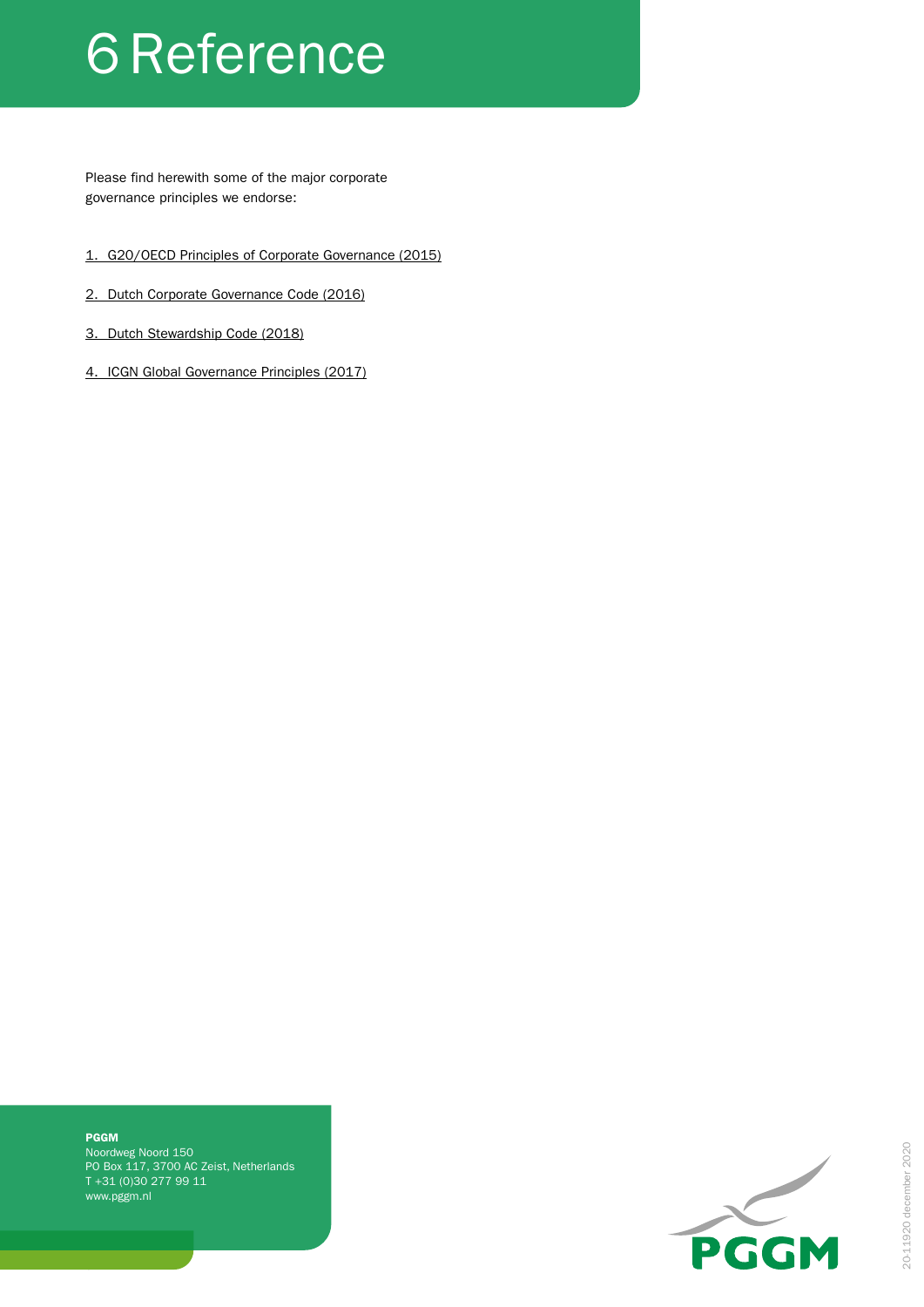# 6 Reference

Please find herewith some of the major corporate governance principles we endorse:

1. G20/OECD Principles of Corporate Governance (2015)

2. Dutch Corporate Governance Code (2016)

3. Dutch Stewardship Code (2018)

4. ICGN Global Governance Principles (2017)

**PGGM**
Noordweg Noord 150
PO Box 117, 3700 AC Zeist, Netherlands
T +31 (0)30 277 99 11
www.pggm.nl

20-11920 december 2020